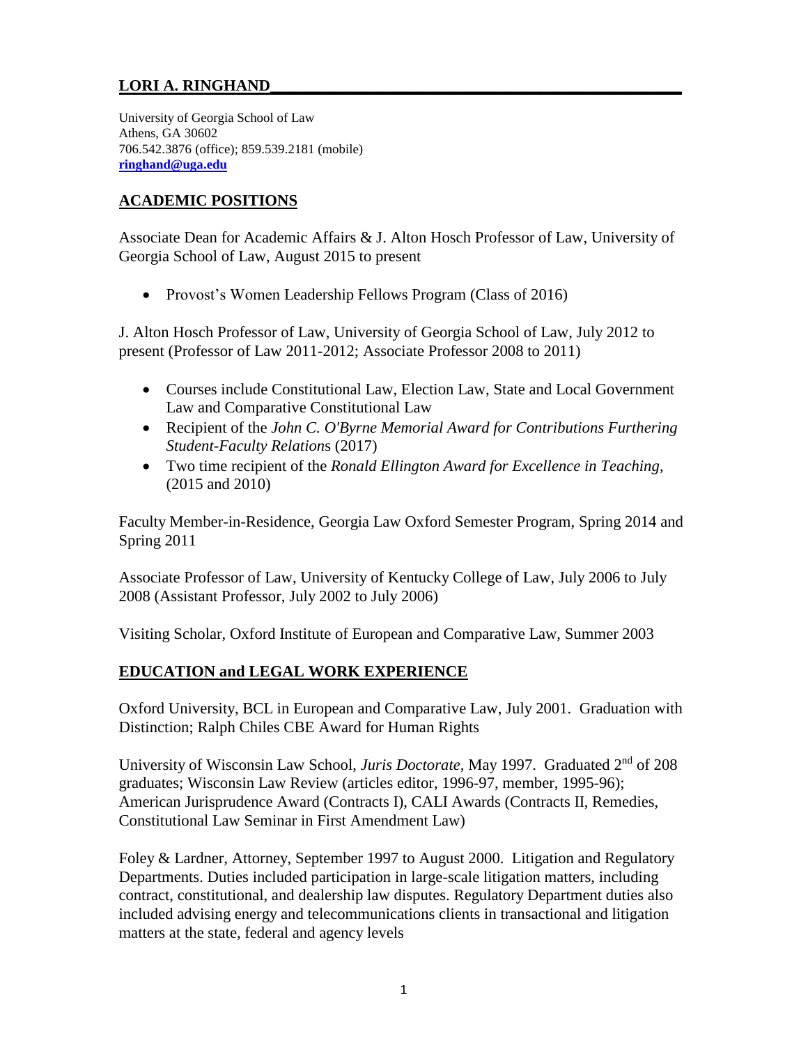# LORI A. RINGHAND

University of Georgia School of Law
Athens, GA 30602
706.542.3876 (office); 859.539.2181 (mobile)
**ringhand@uga.edu**

## ACADEMIC POSITIONS

Associate Dean for Academic Affairs & J. Alton Hosch Professor of Law, University of Georgia School of Law, August 2015 to present

- Provost's Women Leadership Fellows Program (Class of 2016)

J. Alton Hosch Professor of Law, University of Georgia School of Law, July 2012 to present (Professor of Law 2011-2012; Associate Professor 2008 to 2011)

- Courses include Constitutional Law, Election Law, State and Local Government Law and Comparative Constitutional Law
- Recipient of the *John C. O'Byrne Memorial Award for Contributions Furthering Student-Faculty Relations* (2017)
- Two time recipient of the *Ronald Ellington Award for Excellence in Teaching,* (2015 and 2010)

Faculty Member-in-Residence, Georgia Law Oxford Semester Program, Spring 2014 and Spring 2011

Associate Professor of Law, University of Kentucky College of Law, July 2006 to July 2008 (Assistant Professor, July 2002 to July 2006)

Visiting Scholar, Oxford Institute of European and Comparative Law, Summer 2003

## EDUCATION and LEGAL WORK EXPERIENCE

Oxford University, BCL in European and Comparative Law, July 2001. Graduation with Distinction; Ralph Chiles CBE Award for Human Rights

University of Wisconsin Law School, *Juris Doctorate,* May 1997. Graduated 2nd of 208 graduates; Wisconsin Law Review (articles editor, 1996-97, member, 1995-96); American Jurisprudence Award (Contracts I), CALI Awards (Contracts II, Remedies, Constitutional Law Seminar in First Amendment Law)

Foley & Lardner, Attorney, September 1997 to August 2000. Litigation and Regulatory Departments. Duties included participation in large-scale litigation matters, including contract, constitutional, and dealership law disputes. Regulatory Department duties also included advising energy and telecommunications clients in transactional and litigation matters at the state, federal and agency levels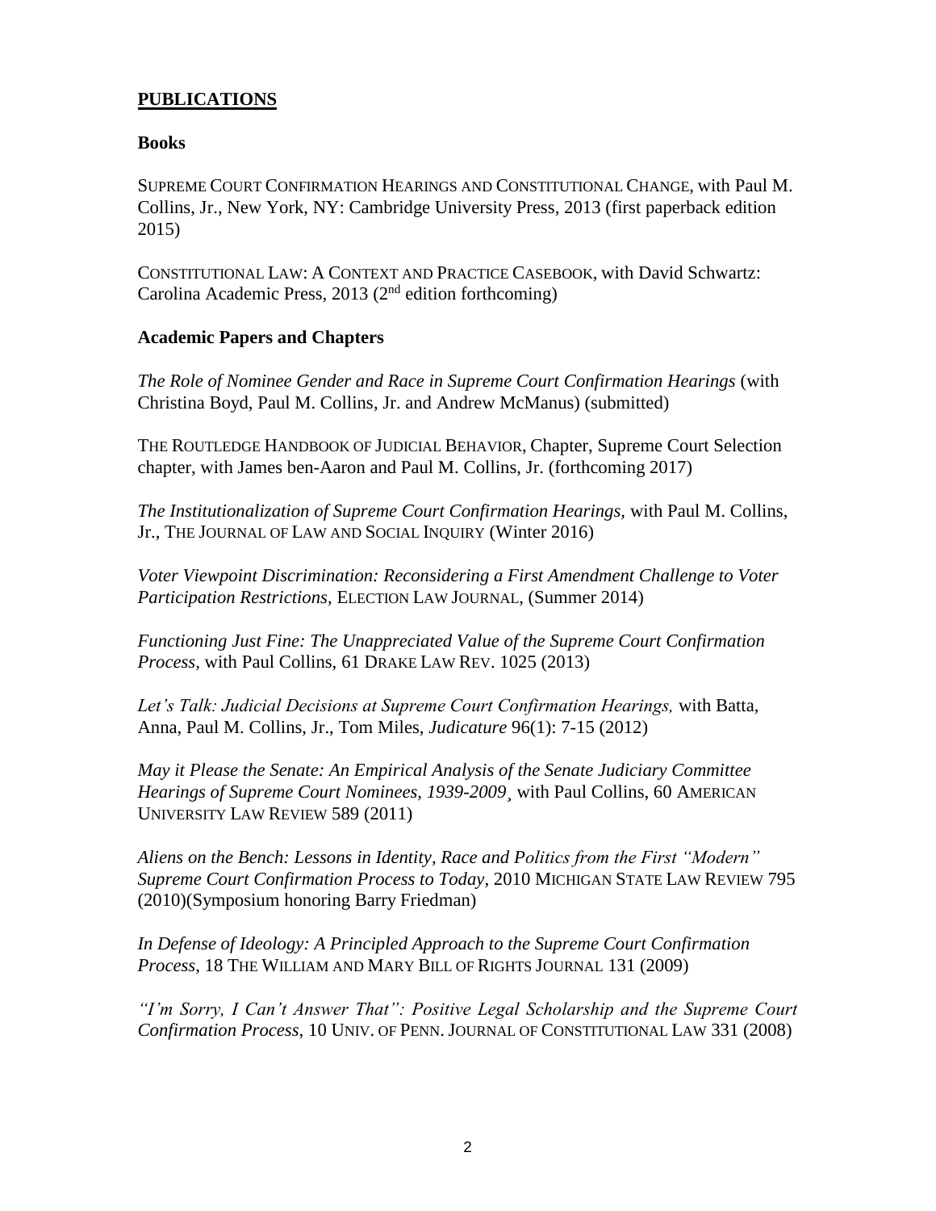## **PUBLICATIONS**

### **Books**

SUPREME COURT CONFIRMATION HEARINGS AND CONSTITUTIONAL CHANGE, with Paul M. Collins, Jr., New York, NY: Cambridge University Press, 2013 (first paperback edition 2015)

CONSTITUTIONAL LAW: A CONTEXT AND PRACTICE CASEBOOK, with David Schwartz: Carolina Academic Press, 2013 (2nd edition forthcoming)

### **Academic Papers and Chapters**

*The Role of Nominee Gender and Race in Supreme Court Confirmation Hearings* (with Christina Boyd, Paul M. Collins, Jr. and Andrew McManus) (submitted)

THE ROUTLEDGE HANDBOOK OF JUDICIAL BEHAVIOR, Chapter, Supreme Court Selection chapter, with James ben-Aaron and Paul M. Collins, Jr. (forthcoming 2017)

*The Institutionalization of Supreme Court Confirmation Hearings,* with Paul M. Collins, Jr., THE JOURNAL OF LAW AND SOCIAL INQUIRY (Winter 2016)

*Voter Viewpoint Discrimination: Reconsidering a First Amendment Challenge to Voter Participation Restrictions,* ELECTION LAW JOURNAL, (Summer 2014)

*Functioning Just Fine: The Unappreciated Value of the Supreme Court Confirmation Process,* with Paul Collins, 61 DRAKE LAW REV. 1025 (2013)

*Let's Talk: Judicial Decisions at Supreme Court Confirmation Hearings,* with Batta, Anna, Paul M. Collins, Jr., Tom Miles, *Judicature* 96(1): 7-15 (2012)

*May it Please the Senate: An Empirical Analysis of the Senate Judiciary Committee Hearings of Supreme Court Nominees, 1939-2009*¸ with Paul Collins, 60 AMERICAN UNIVERSITY LAW REVIEW 589 (2011)

*Aliens on the Bench: Lessons in Identity, Race and Politics from the First "Modern" Supreme Court Confirmation Process to Today*, 2010 MICHIGAN STATE LAW REVIEW 795 (2010)(Symposium honoring Barry Friedman)

*In Defense of Ideology: A Principled Approach to the Supreme Court Confirmation Process*, 18 THE WILLIAM AND MARY BILL OF RIGHTS JOURNAL 131 (2009)

*"I'm Sorry, I Can't Answer That": Positive Legal Scholarship and the Supreme Court Confirmation Process*, 10 UNIV. OF PENN. JOURNAL OF CONSTITUTIONAL LAW 331 (2008)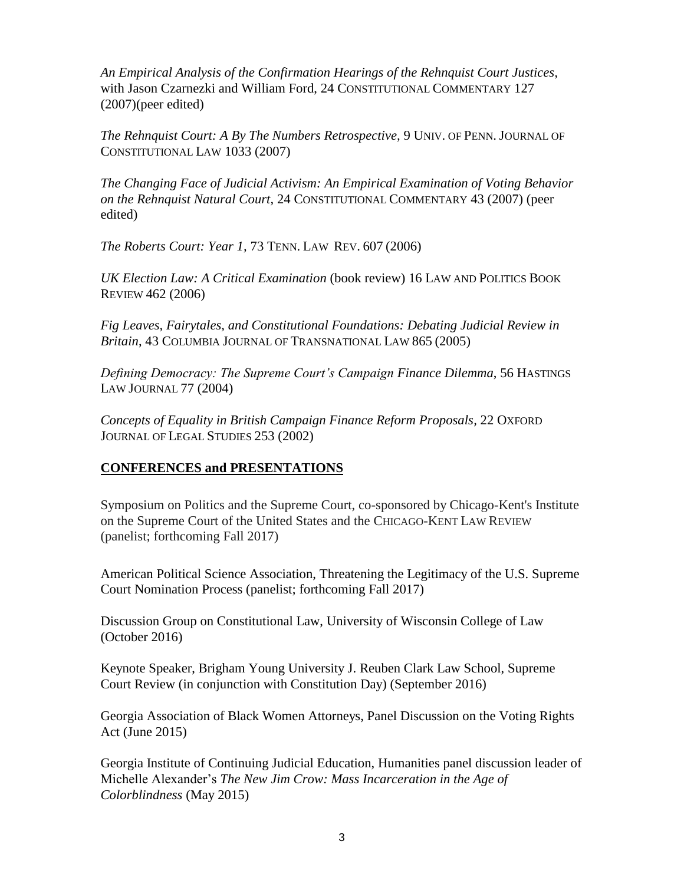*An Empirical Analysis of the Confirmation Hearings of the Rehnquist Court Justices*, with Jason Czarnezki and William Ford, 24 CONSTITUTIONAL COMMENTARY 127 (2007)(peer edited)

*The Rehnquist Court: A By The Numbers Retrospective*, 9 UNIV. OF PENN. JOURNAL OF CONSTITUTIONAL LAW 1033 (2007)

*The Changing Face of Judicial Activism: An Empirical Examination of Voting Behavior on the Rehnquist Natural Court*, 24 CONSTITUTIONAL COMMENTARY 43 (2007) (peer edited)

*The Roberts Court: Year 1*, 73 TENN. LAW REV. 607 (2006)

*UK Election Law: A Critical Examination* (book review) 16 LAW AND POLITICS BOOK REVIEW 462 (2006)

*Fig Leaves, Fairytales, and Constitutional Foundations: Debating Judicial Review in Britain*, 43 COLUMBIA JOURNAL OF TRANSNATIONAL LAW 865 (2005)

*Defining Democracy: The Supreme Court's Campaign Finance Dilemma*, 56 HASTINGS LAW JOURNAL 77 (2004)

*Concepts of Equality in British Campaign Finance Reform Proposals*, 22 OXFORD JOURNAL OF LEGAL STUDIES 253 (2002)

## CONFERENCES and PRESENTATIONS

Symposium on Politics and the Supreme Court, co-sponsored by Chicago-Kent's Institute on the Supreme Court of the United States and the CHICAGO-KENT LAW REVIEW (panelist; forthcoming Fall 2017)

American Political Science Association, Threatening the Legitimacy of the U.S. Supreme Court Nomination Process (panelist; forthcoming Fall 2017)

Discussion Group on Constitutional Law, University of Wisconsin College of Law (October 2016)

Keynote Speaker, Brigham Young University J. Reuben Clark Law School, Supreme Court Review (in conjunction with Constitution Day) (September 2016)

Georgia Association of Black Women Attorneys, Panel Discussion on the Voting Rights Act (June 2015)

Georgia Institute of Continuing Judicial Education, Humanities panel discussion leader of Michelle Alexander's *The New Jim Crow: Mass Incarceration in the Age of Colorblindness* (May 2015)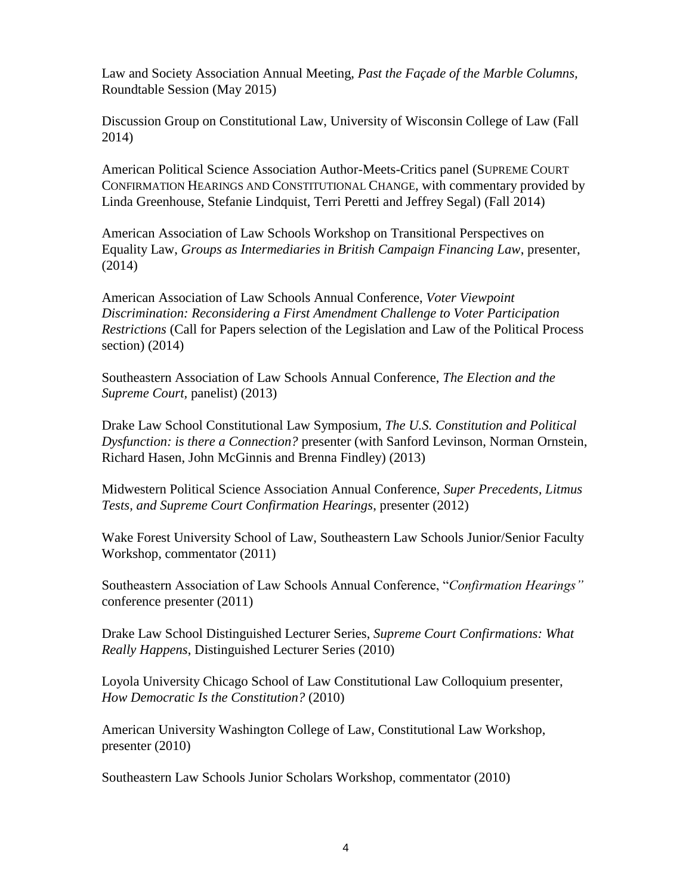Law and Society Association Annual Meeting, *Past the Façade of the Marble Columns,* Roundtable Session (May 2015)

Discussion Group on Constitutional Law, University of Wisconsin College of Law (Fall 2014)

American Political Science Association Author-Meets-Critics panel (SUPREME COURT CONFIRMATION HEARINGS AND CONSTITUTIONAL CHANGE, with commentary provided by Linda Greenhouse, Stefanie Lindquist, Terri Peretti and Jeffrey Segal) (Fall 2014)

American Association of Law Schools Workshop on Transitional Perspectives on Equality Law, *Groups as Intermediaries in British Campaign Financing Law*, presenter, (2014)

American Association of Law Schools Annual Conference, *Voter Viewpoint Discrimination: Reconsidering a First Amendment Challenge to Voter Participation Restrictions* (Call for Papers selection of the Legislation and Law of the Political Process section) (2014)

Southeastern Association of Law Schools Annual Conference, *The Election and the Supreme Court*, panelist) (2013)

Drake Law School Constitutional Law Symposium, *The U.S. Constitution and Political Dysfunction: is there a Connection?* presenter (with Sanford Levinson, Norman Ornstein, Richard Hasen, John McGinnis and Brenna Findley) (2013)

Midwestern Political Science Association Annual Conference, *Super Precedents, Litmus Tests, and Supreme Court Confirmation Hearings*, presenter (2012)

Wake Forest University School of Law, Southeastern Law Schools Junior/Senior Faculty Workshop, commentator (2011)

Southeastern Association of Law Schools Annual Conference, "*Confirmation Hearings"* conference presenter (2011)

Drake Law School Distinguished Lecturer Series, *Supreme Court Confirmations: What Really Happens*, Distinguished Lecturer Series (2010)

Loyola University Chicago School of Law Constitutional Law Colloquium presenter, *How Democratic Is the Constitution?* (2010)

American University Washington College of Law, Constitutional Law Workshop, presenter (2010)

Southeastern Law Schools Junior Scholars Workshop, commentator (2010)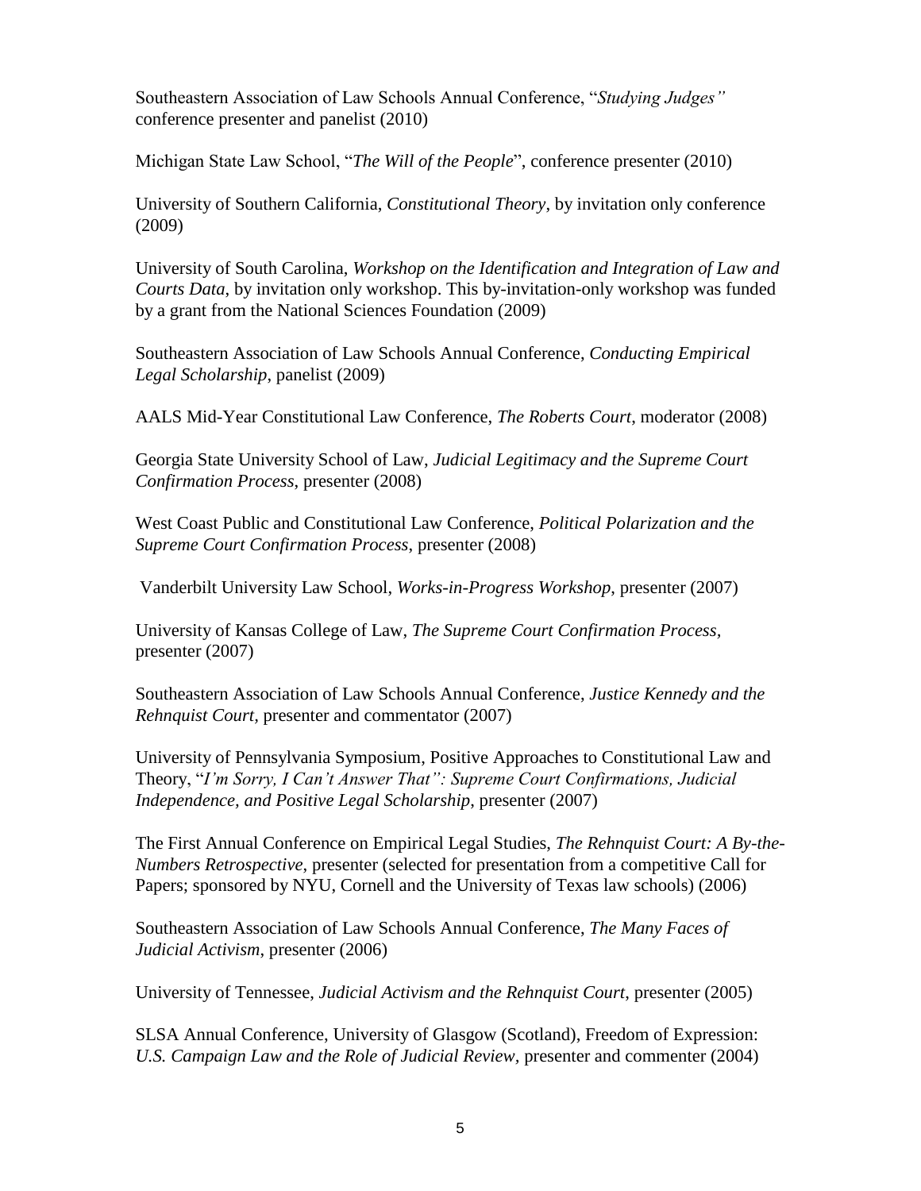Southeastern Association of Law Schools Annual Conference, "*Studying Judges"* conference presenter and panelist (2010)

Michigan State Law School, "*The Will of the People*", conference presenter (2010)

University of Southern California, *Constitutional Theory*, by invitation only conference (2009)

University of South Carolina, *Workshop on the Identification and Integration of Law and Courts Data*, by invitation only workshop. This by-invitation-only workshop was funded by a grant from the National Sciences Foundation (2009)

Southeastern Association of Law Schools Annual Conference, *Conducting Empirical Legal Scholarship*, panelist (2009)

AALS Mid-Year Constitutional Law Conference, *The Roberts Court*, moderator (2008)

Georgia State University School of Law, *Judicial Legitimacy and the Supreme Court Confirmation Process*, presenter (2008)

West Coast Public and Constitutional Law Conference, *Political Polarization and the Supreme Court Confirmation Process*, presenter (2008)

Vanderbilt University Law School, *Works-in-Progress Workshop*, presenter (2007)

University of Kansas College of Law, *The Supreme Court Confirmation Process*, presenter (2007)

Southeastern Association of Law Schools Annual Conference, *Justice Kennedy and the Rehnquist Court*, presenter and commentator (2007)

University of Pennsylvania Symposium, Positive Approaches to Constitutional Law and Theory, "*I'm Sorry, I Can't Answer That": Supreme Court Confirmations, Judicial Independence, and Positive Legal Scholarship*, presenter (2007)

The First Annual Conference on Empirical Legal Studies, *The Rehnquist Court: A By-the-Numbers Retrospective*, presenter (selected for presentation from a competitive Call for Papers; sponsored by NYU, Cornell and the University of Texas law schools) (2006)

Southeastern Association of Law Schools Annual Conference, *The Many Faces of Judicial Activism*, presenter (2006)

University of Tennessee, *Judicial Activism and the Rehnquist Court*, presenter (2005)

SLSA Annual Conference, University of Glasgow (Scotland), Freedom of Expression: *U.S. Campaign Law and the Role of Judicial Review*, presenter and commenter (2004)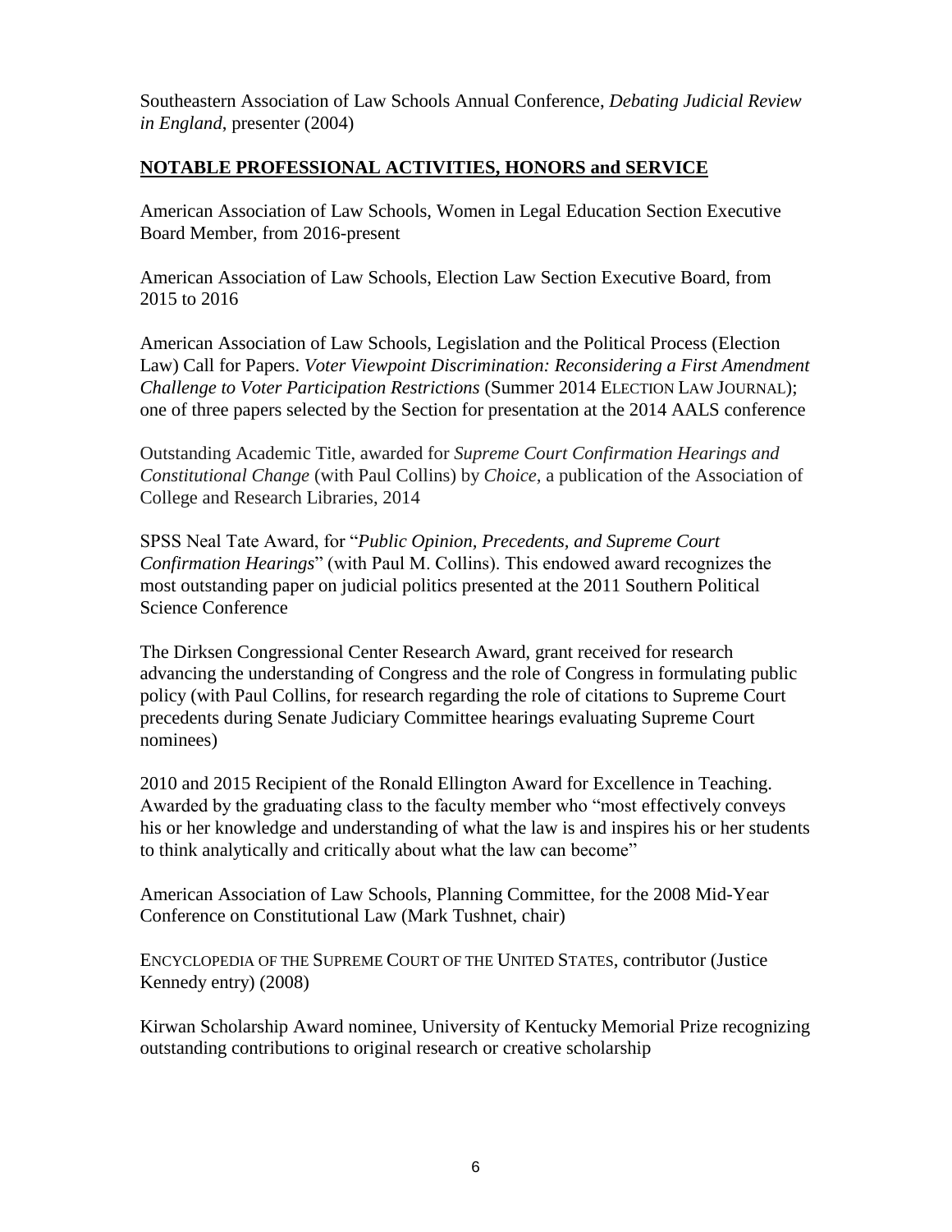Southeastern Association of Law Schools Annual Conference, *Debating Judicial Review in England*, presenter (2004)

## NOTABLE PROFESSIONAL ACTIVITIES, HONORS and SERVICE

American Association of Law Schools, Women in Legal Education Section Executive Board Member, from 2016-present

American Association of Law Schools, Election Law Section Executive Board, from 2015 to 2016

American Association of Law Schools, Legislation and the Political Process (Election Law) Call for Papers. *Voter Viewpoint Discrimination: Reconsidering a First Amendment Challenge to Voter Participation Restrictions* (Summer 2014 ELECTION LAW JOURNAL); one of three papers selected by the Section for presentation at the 2014 AALS conference

Outstanding Academic Title, awarded for *Supreme Court Confirmation Hearings and Constitutional Change* (with Paul Collins) by *Choice*, a publication of the Association of College and Research Libraries, 2014

SPSS Neal Tate Award, for "*Public Opinion, Precedents, and Supreme Court Confirmation Hearings*" (with Paul M. Collins). This endowed award recognizes the most outstanding paper on judicial politics presented at the 2011 Southern Political Science Conference

The Dirksen Congressional Center Research Award, grant received for research advancing the understanding of Congress and the role of Congress in formulating public policy (with Paul Collins, for research regarding the role of citations to Supreme Court precedents during Senate Judiciary Committee hearings evaluating Supreme Court nominees)

2010 and 2015 Recipient of the Ronald Ellington Award for Excellence in Teaching. Awarded by the graduating class to the faculty member who "most effectively conveys his or her knowledge and understanding of what the law is and inspires his or her students to think analytically and critically about what the law can become"

American Association of Law Schools, Planning Committee, for the 2008 Mid-Year Conference on Constitutional Law (Mark Tushnet, chair)

ENCYCLOPEDIA OF THE SUPREME COURT OF THE UNITED STATES, contributor (Justice Kennedy entry) (2008)

Kirwan Scholarship Award nominee, University of Kentucky Memorial Prize recognizing outstanding contributions to original research or creative scholarship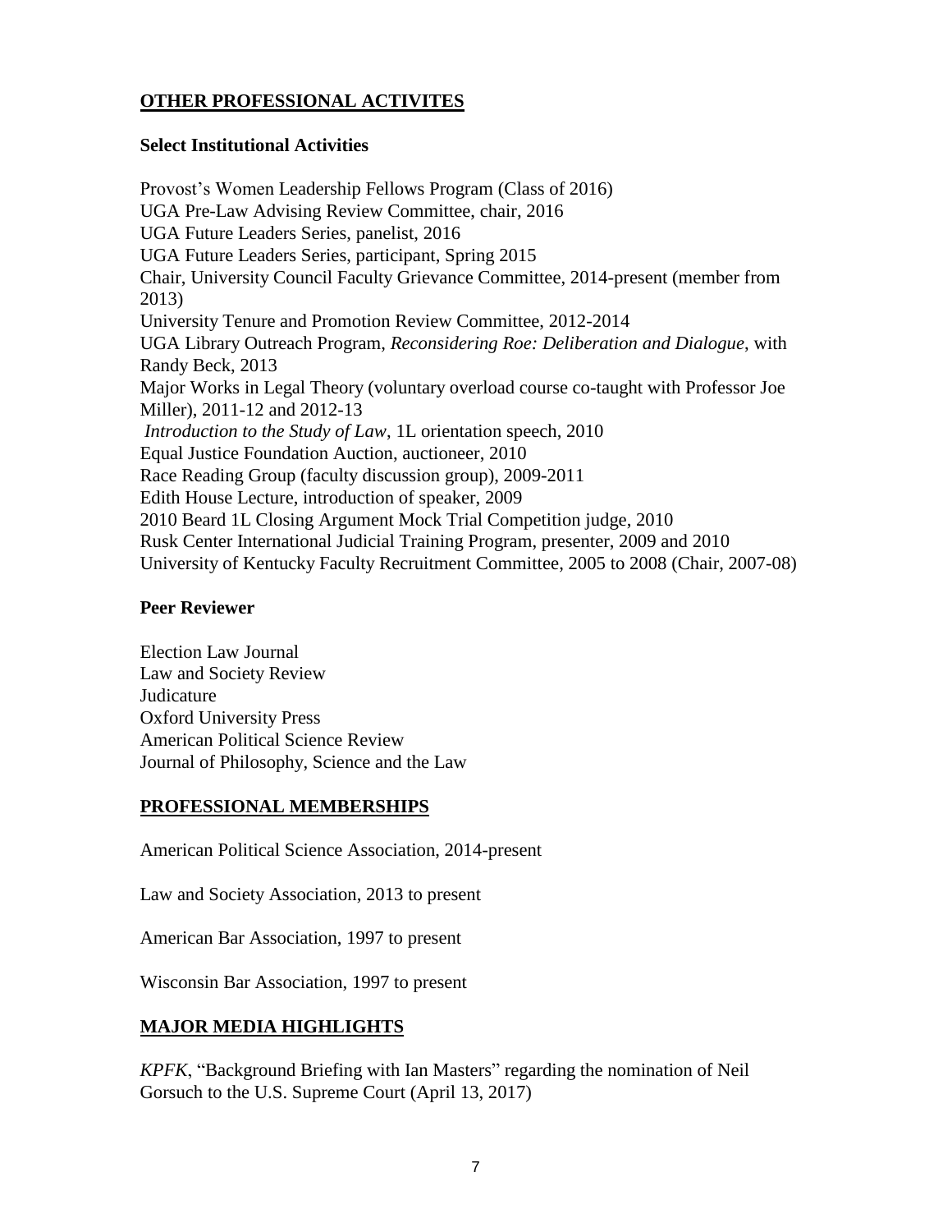## **OTHER PROFESSIONAL ACTIVITES**

### Select Institutional Activities

Provost's Women Leadership Fellows Program (Class of 2016)
UGA Pre-Law Advising Review Committee, chair, 2016
UGA Future Leaders Series, panelist, 2016
UGA Future Leaders Series, participant, Spring 2015
Chair, University Council Faculty Grievance Committee, 2014-present (member from 2013)
University Tenure and Promotion Review Committee, 2012-2014
UGA Library Outreach Program, *Reconsidering Roe: Deliberation and Dialogue*, with Randy Beck, 2013
Major Works in Legal Theory (voluntary overload course co-taught with Professor Joe Miller), 2011-12 and 2012-13
*Introduction to the Study of Law*, 1L orientation speech, 2010
Equal Justice Foundation Auction, auctioneer, 2010
Race Reading Group (faculty discussion group), 2009-2011
Edith House Lecture, introduction of speaker, 2009
2010 Beard 1L Closing Argument Mock Trial Competition judge, 2010
Rusk Center International Judicial Training Program, presenter, 2009 and 2010
University of Kentucky Faculty Recruitment Committee, 2005 to 2008 (Chair, 2007-08)

### Peer Reviewer

Election Law Journal
Law and Society Review
Judicature
Oxford University Press
American Political Science Review
Journal of Philosophy, Science and the Law

## **PROFESSIONAL MEMBERSHIPS**

American Political Science Association, 2014-present

Law and Society Association, 2013 to present

American Bar Association, 1997 to present

Wisconsin Bar Association, 1997 to present

## **MAJOR MEDIA HIGHLIGHTS**

*KPFK*, "Background Briefing with Ian Masters" regarding the nomination of Neil Gorsuch to the U.S. Supreme Court (April 13, 2017)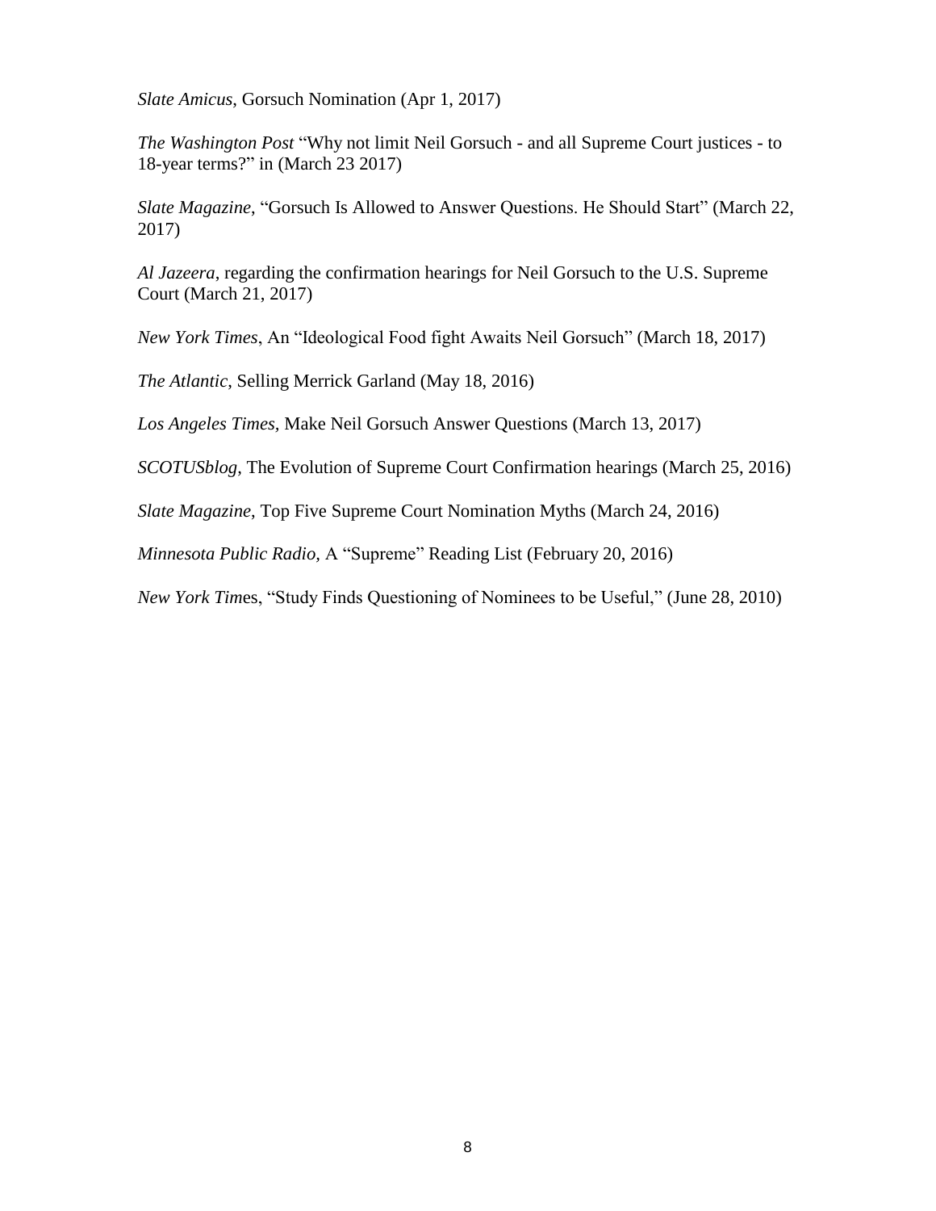*Slate Amicus*, Gorsuch Nomination (Apr 1, 2017)

*The Washington Post* "Why not limit Neil Gorsuch - and all Supreme Court justices - to 18-year terms?" in (March 23 2017)

*Slate Magazine*, "Gorsuch Is Allowed to Answer Questions. He Should Start" (March 22, 2017)

*Al Jazeera*, regarding the confirmation hearings for Neil Gorsuch to the U.S. Supreme Court (March 21, 2017)

*New York Times*, An "Ideological Food fight Awaits Neil Gorsuch" (March 18, 2017)

*The Atlantic*, Selling Merrick Garland (May 18, 2016)

*Los Angeles Times,* Make Neil Gorsuch Answer Questions (March 13, 2017)

*SCOTUSblog*, The Evolution of Supreme Court Confirmation hearings (March 25, 2016)

*Slate Magazine*, Top Five Supreme Court Nomination Myths (March 24, 2016)

*Minnesota Public Radio,* A "Supreme" Reading List (February 20, 2016)

*New York Tim*es, "Study Finds Questioning of Nominees to be Useful," (June 28, 2010)